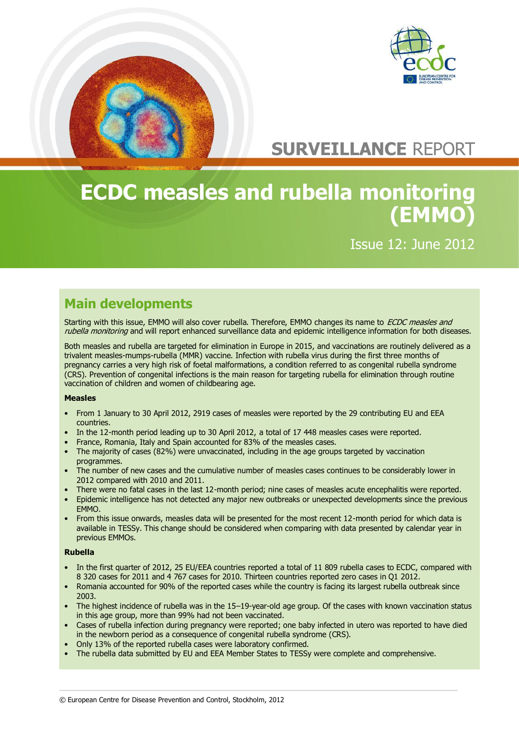SURVEILLANCE REPORT

# ECDC measles and rubella monitoring (EMMO)

Issue 12: June 2012

## Main developments

Starting with this issue, EMMO will also cover rubella. Therefore, EMMO changes its name to *ECDC measles and rubella monitoring* and will report enhanced surveillance data and epidemic intelligence information for both diseases.

Both measles and rubella are targeted for elimination in Europe in 2015, and vaccinations are routinely delivered as a trivalent measles-mumps-rubella (MMR) vaccine. Infection with rubella virus during the first three months of pregnancy carries a very high risk of foetal malformations, a condition referred to as congenital rubella syndrome (CRS). Prevention of congenital infections is the main reason for targeting rubella for elimination through routine vaccination of children and women of childbearing age.

**Measles**

- From 1 January to 30 April 2012, 2919 cases of measles were reported by the 29 contributing EU and EEA countries.
- In the 12-month period leading up to 30 April 2012, a total of 17 448 measles cases were reported.
- France, Romania, Italy and Spain accounted for 83% of the measles cases.
- The majority of cases (82%) were unvaccinated, including in the age groups targeted by vaccination programmes.
- The number of new cases and the cumulative number of measles cases continues to be considerably lower in 2012 compared with 2010 and 2011.
- There were no fatal cases in the last 12-month period; nine cases of measles acute encephalitis were reported.
- Epidemic intelligence has not detected any major new outbreaks or unexpected developments since the previous EMMO.
- From this issue onwards, measles data will be presented for the most recent 12-month period for which data is available in TESSy. This change should be considered when comparing with data presented by calendar year in previous EMMOs.

**Rubella**

- In the first quarter of 2012, 25 EU/EEA countries reported a total of 11 809 rubella cases to ECDC, compared with 8 320 cases for 2011 and 4 767 cases for 2010. Thirteen countries reported zero cases in Q1 2012.
- Romania accounted for 90% of the reported cases while the country is facing its largest rubella outbreak since 2003.
- The highest incidence of rubella was in the 15–19-year-old age group. Of the cases with known vaccination status in this age group, more than 99% had not been vaccinated.
- Cases of rubella infection during pregnancy were reported; one baby infected in utero was reported to have died in the newborn period as a consequence of congenital rubella syndrome (CRS).
- Only 13% of the reported rubella cases were laboratory confirmed.
- The rubella data submitted by EU and EEA Member States to TESSy were complete and comprehensive.

© European Centre for Disease Prevention and Control, Stockholm, 2012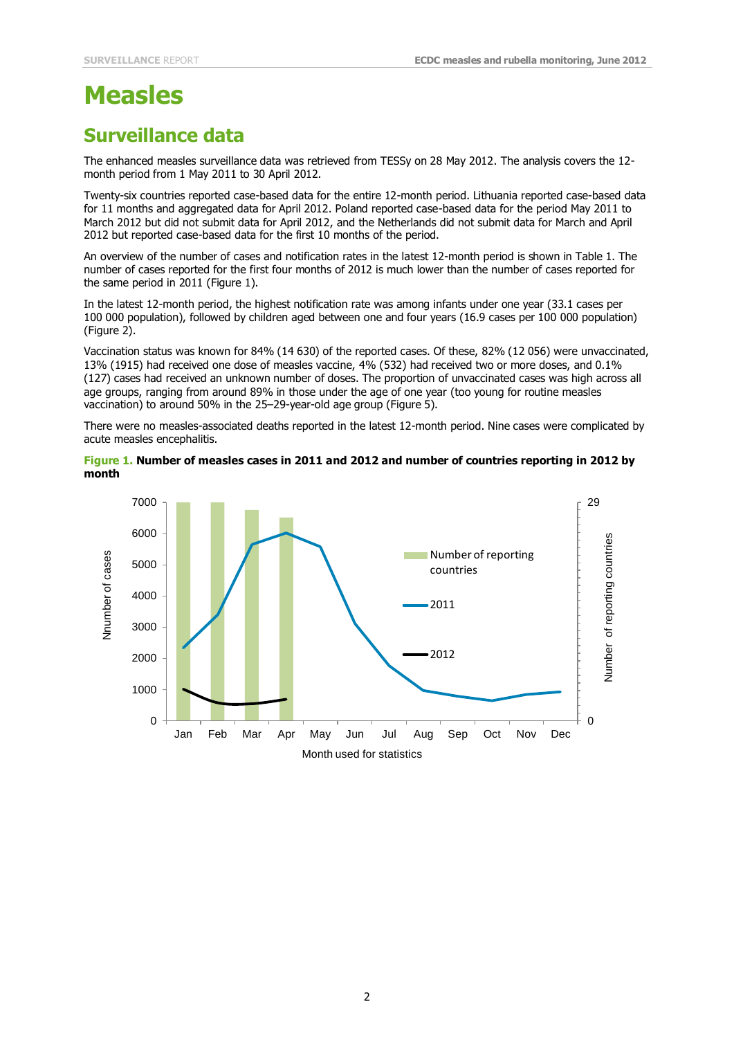# Measles

## Surveillance data

The enhanced measles surveillance data was retrieved from TESSy on 28 May 2012. The analysis covers the 12-month period from 1 May 2011 to 30 April 2012.

Twenty-six countries reported case-based data for the entire 12-month period. Lithuania reported case-based data for 11 months and aggregated data for April 2012. Poland reported case-based data for the period May 2011 to March 2012 but did not submit data for April 2012, and the Netherlands did not submit data for March and April 2012 but reported case-based data for the first 10 months of the period.

An overview of the number of cases and notification rates in the latest 12-month period is shown in Table 1. The number of cases reported for the first four months of 2012 is much lower than the number of cases reported for the same period in 2011 (Figure 1).

In the latest 12-month period, the highest notification rate was among infants under one year (33.1 cases per 100 000 population), followed by children aged between one and four years (16.9 cases per 100 000 population) (Figure 2).

Vaccination status was known for 84% (14 630) of the reported cases. Of these, 82% (12 056) were unvaccinated, 13% (1915) had received one dose of measles vaccine, 4% (532) had received two or more doses, and 0.1% (127) cases had received an unknown number of doses. The proportion of unvaccinated cases was high across all age groups, ranging from around 89% in those under the age of one year (too young for routine measles vaccination) to around 50% in the 25–29-year-old age group (Figure 5).

There were no measles-associated deaths reported in the latest 12-month period. Nine cases were complicated by acute measles encephalitis.

**Figure 1. Number of measles cases in 2011 and 2012 and number of countries reporting in 2012 by month**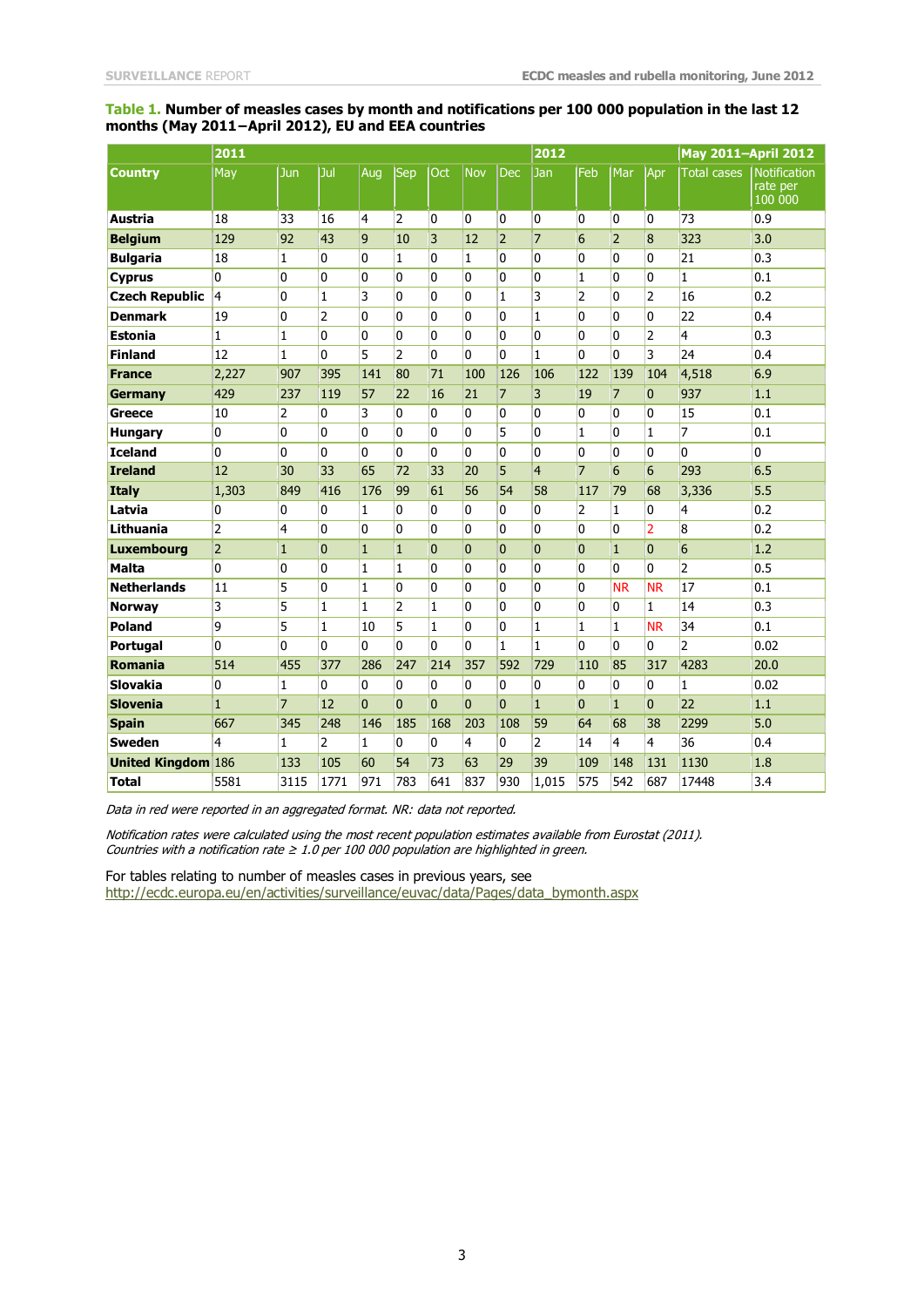**Table 1. Number of measles cases by month and notifications per 100 000 population in the last 12 months (May 2011–April 2012), EU and EEA countries**

| | 2011 | | | | | | | | 2012 | | | | May 2011–April 2012 | |
|---|---|---|---|---|---|---|---|---|---|---|---|---|---|---|
| **Country** | May | Jun | Jul | Aug | Sep | Oct | Nov | Dec | Jan | Feb | Mar | Apr | Total cases | Notification rate per 100 000 |
| **Austria** | 18 | 33 | 16 | 4 | 2 | 0 | 0 | 0 | 0 | 0 | 0 | 0 | 73 | 0.9 |
| **Belgium** | 129 | 92 | 43 | 9 | 10 | 3 | 12 | 2 | 7 | 6 | 2 | 8 | 323 | 3.0 |
| **Bulgaria** | 18 | 1 | 0 | 0 | 1 | 0 | 1 | 0 | 0 | 0 | 0 | 0 | 21 | 0.3 |
| **Cyprus** | 0 | 0 | 0 | 0 | 0 | 0 | 0 | 0 | 0 | 1 | 0 | 0 | 1 | 0.1 |
| **Czech Republic** | 4 | 0 | 1 | 3 | 0 | 0 | 0 | 1 | 3 | 2 | 0 | 2 | 16 | 0.2 |
| **Denmark** | 19 | 0 | 2 | 0 | 0 | 0 | 0 | 0 | 1 | 0 | 0 | 0 | 22 | 0.4 |
| **Estonia** | 1 | 1 | 0 | 0 | 0 | 0 | 0 | 0 | 0 | 0 | 0 | 2 | 4 | 0.3 |
| **Finland** | 12 | 1 | 0 | 5 | 2 | 0 | 0 | 0 | 1 | 0 | 0 | 3 | 24 | 0.4 |
| **France** | 2,227 | 907 | 395 | 141 | 80 | 71 | 100 | 126 | 106 | 122 | 139 | 104 | 4,518 | 6.9 |
| **Germany** | 429 | 237 | 119 | 57 | 22 | 16 | 21 | 7 | 3 | 19 | 7 | 0 | 937 | 1.1 |
| **Greece** | 10 | 2 | 0 | 3 | 0 | 0 | 0 | 0 | 0 | 0 | 0 | 0 | 15 | 0.1 |
| **Hungary** | 0 | 0 | 0 | 0 | 0 | 0 | 0 | 5 | 0 | 1 | 0 | 1 | 7 | 0.1 |
| **Iceland** | 0 | 0 | 0 | 0 | 0 | 0 | 0 | 0 | 0 | 0 | 0 | 0 | 0 | 0 |
| **Ireland** | 12 | 30 | 33 | 65 | 72 | 33 | 20 | 5 | 4 | 7 | 6 | 6 | 293 | 6.5 |
| **Italy** | 1,303 | 849 | 416 | 176 | 99 | 61 | 56 | 54 | 58 | 117 | 79 | 68 | 3,336 | 5.5 |
| **Latvia** | 0 | 0 | 0 | 1 | 0 | 0 | 0 | 0 | 0 | 2 | 1 | 0 | 4 | 0.2 |
| **Lithuania** | 2 | 4 | 0 | 0 | 0 | 0 | 0 | 0 | 0 | 0 | 0 | 2 | 8 | 0.2 |
| **Luxembourg** | 2 | 1 | 0 | 1 | 1 | 0 | 0 | 0 | 0 | 0 | 1 | 0 | 6 | 1.2 |
| **Malta** | 0 | 0 | 0 | 1 | 1 | 0 | 0 | 0 | 0 | 0 | 0 | 0 | 2 | 0.5 |
| **Netherlands** | 11 | 5 | 0 | 1 | 0 | 0 | 0 | 0 | 0 | 0 | NR | NR | 17 | 0.1 |
| **Norway** | 3 | 5 | 1 | 1 | 2 | 1 | 0 | 0 | 0 | 0 | 0 | 1 | 14 | 0.3 |
| **Poland** | 9 | 5 | 1 | 10 | 5 | 1 | 0 | 0 | 1 | 1 | 1 | NR | 34 | 0.1 |
| **Portugal** | 0 | 0 | 0 | 0 | 0 | 0 | 0 | 1 | 1 | 0 | 0 | 0 | 2 | 0.02 |
| **Romania** | 514 | 455 | 377 | 286 | 247 | 214 | 357 | 592 | 729 | 110 | 85 | 317 | 4283 | 20.0 |
| **Slovakia** | 0 | 1 | 0 | 0 | 0 | 0 | 0 | 0 | 0 | 0 | 0 | 0 | 1 | 0.02 |
| **Slovenia** | 1 | 7 | 12 | 0 | 0 | 0 | 0 | 0 | 1 | 0 | 1 | 0 | 22 | 1.1 |
| **Spain** | 667 | 345 | 248 | 146 | 185 | 168 | 203 | 108 | 59 | 64 | 68 | 38 | 2299 | 5.0 |
| **Sweden** | 4 | 1 | 2 | 1 | 0 | 0 | 4 | 0 | 2 | 14 | 4 | 4 | 36 | 0.4 |
| **United Kingdom** | 186 | 133 | 105 | 60 | 54 | 73 | 63 | 29 | 39 | 109 | 148 | 131 | 1130 | 1.8 |
| **Total** | 5581 | 3115 | 1771 | 971 | 783 | 641 | 837 | 930 | 1,015 | 575 | 542 | 687 | 17448 | 3.4 |

*Data in red were reported in an aggregated format. NR: data not reported.*

*Notification rates were calculated using the most recent population estimates available from Eurostat (2011). Countries with a notification rate ≥ 1.0 per 100 000 population are highlighted in green.*

For tables relating to number of measles cases in previous years, see http://ecdc.europa.eu/en/activities/surveillance/euvac/data/Pages/data_bymonth.aspx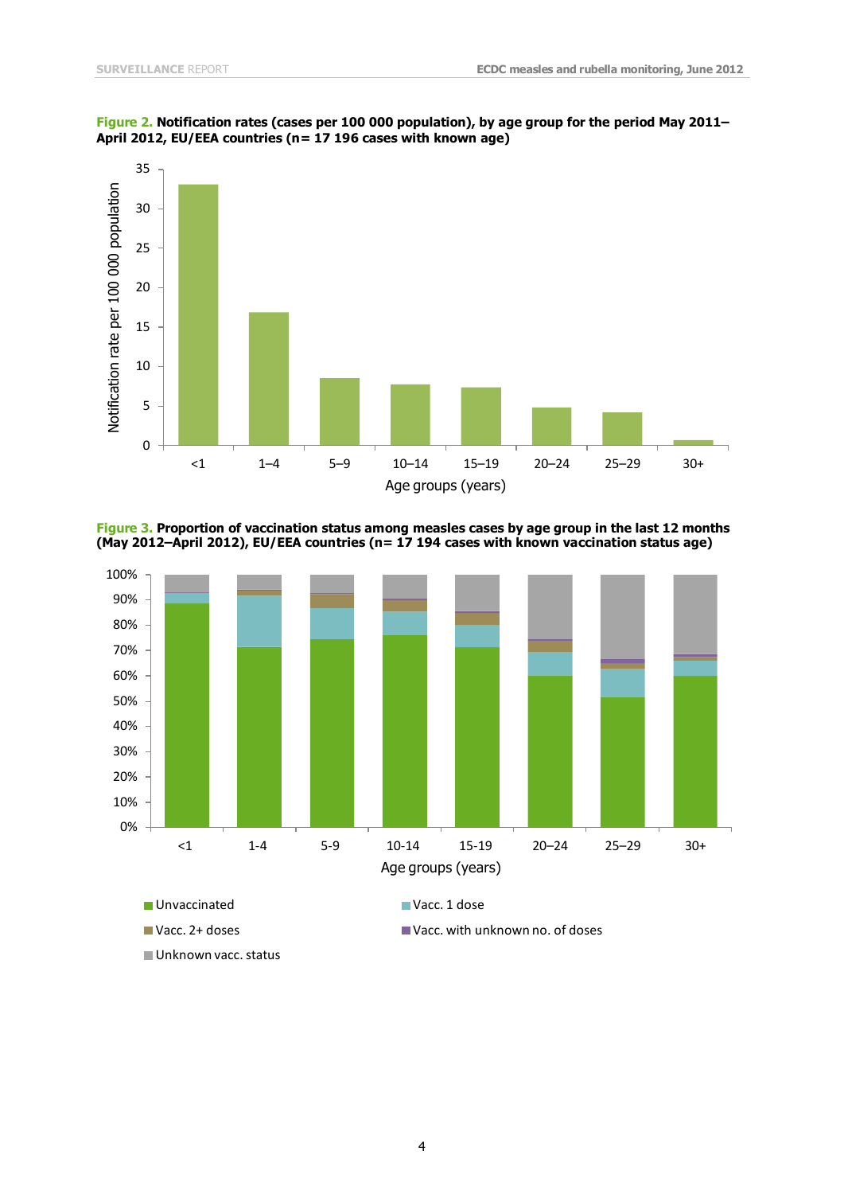**Figure 2.** Notification rates (cases per 100 000 population), by age group for the period May 2011–April 2012, EU/EEA countries (n= 17 196 cases with known age)

**Figure 3.** Proportion of vaccination status among measles cases by age group in the last 12 months (May 2012–April 2012), EU/EEA countries (n= 17 194 cases with known vaccination status age)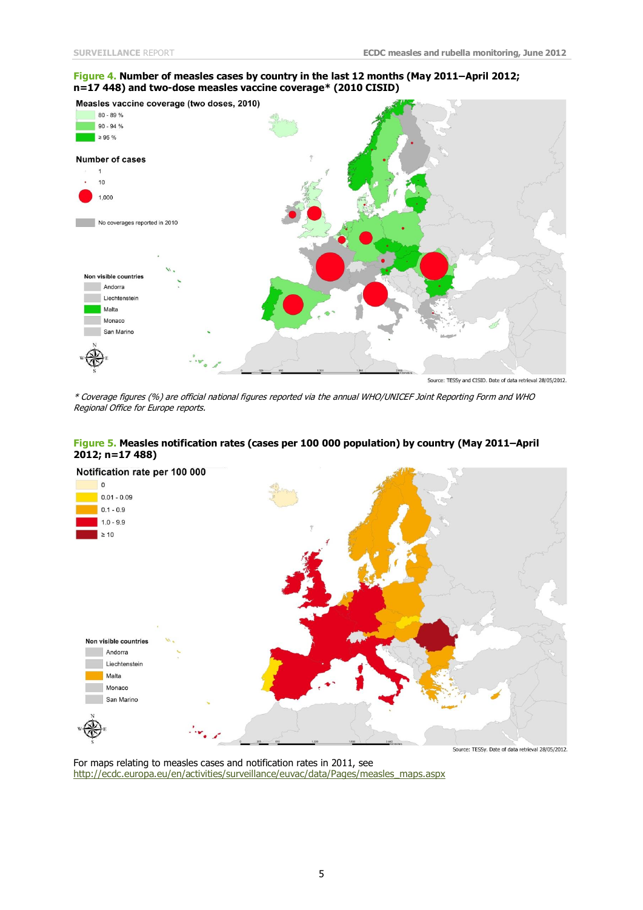**Figure 4. Number of measles cases by country in the last 12 months (May 2011–April 2012; n=17 448) and two-dose measles vaccine coverage* (2010 CISID)**

Measles vaccine coverage (two doses, 2010)

- 80 - 89 %
- 90 - 94 %
- ≥ 95 %

Number of cases

- 1
- 10
- 1,000

No coverages reported in 2010

Non visible countries

- Andorra
- Liechtenstein
- Malta
- Monaco
- San Marino

Source: TESSy and CISID. Date of data retrieval 28/05/2012.

*\* Coverage figures (%) are official national figures reported via the annual WHO/UNICEF Joint Reporting Form and WHO Regional Office for Europe reports.*

**Figure 5. Measles notification rates (cases per 100 000 population) by country (May 2011–April 2012; n=17 488)**

Notification rate per 100 000

- 0
- 0.01 - 0.09
- 0.1 - 0.9
- 1.0 - 9.9
- ≥ 10

Non visible countries

- Andorra
- Liechtenstein
- Malta
- Monaco
- San Marino

Source: TESSy. Date of data retrieval 28/05/2012.

For maps relating to measles cases and notification rates in 2011, see http://ecdc.europa.eu/en/activities/surveillance/euvac/data/Pages/measles_maps.aspx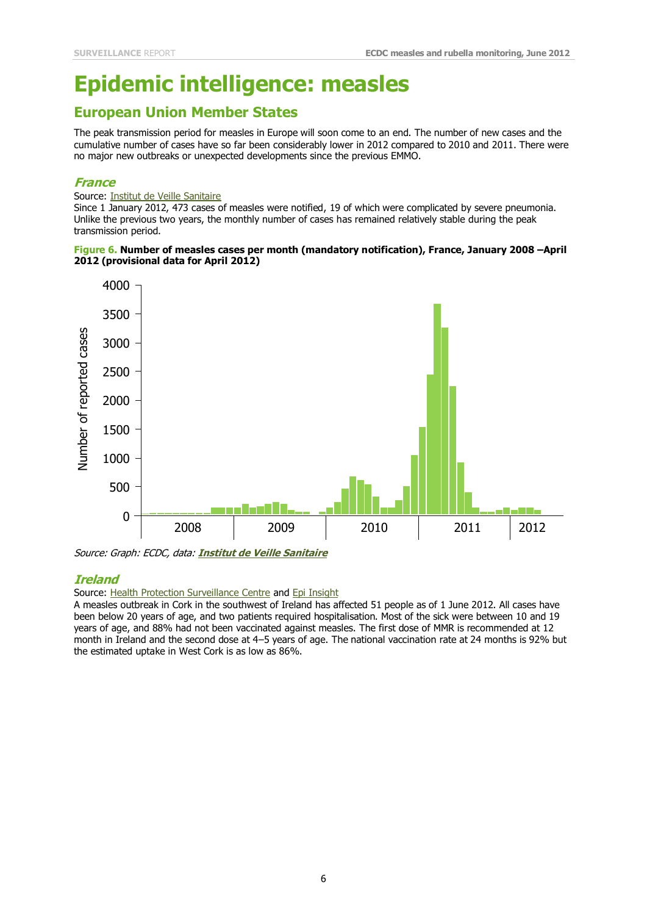# Epidemic intelligence: measles

## European Union Member States

The peak transmission period for measles in Europe will soon come to an end. The number of new cases and the cumulative number of cases have so far been considerably lower in 2012 compared to 2010 and 2011. There were no major new outbreaks or unexpected developments since the previous EMMO.

### *France*

Source: Institut de Veille Sanitaire

Since 1 January 2012, 473 cases of measles were notified, 19 of which were complicated by severe pneumonia. Unlike the previous two years, the monthly number of cases has remained relatively stable during the peak transmission period.

**Figure 6. Number of measles cases per month (mandatory notification), France, January 2008 –April 2012 (provisional data for April 2012)**

*Source: Graph: ECDC, data:* ***Institut de Veille Sanitaire***

### *Ireland*

Source: Health Protection Surveillance Centre and Epi Insight

A measles outbreak in Cork in the southwest of Ireland has affected 51 people as of 1 June 2012. All cases have been below 20 years of age, and two patients required hospitalisation. Most of the sick were between 10 and 19 years of age, and 88% had not been vaccinated against measles. The first dose of MMR is recommended at 12 month in Ireland and the second dose at 4–5 years of age. The national vaccination rate at 24 months is 92% but the estimated uptake in West Cork is as low as 86%.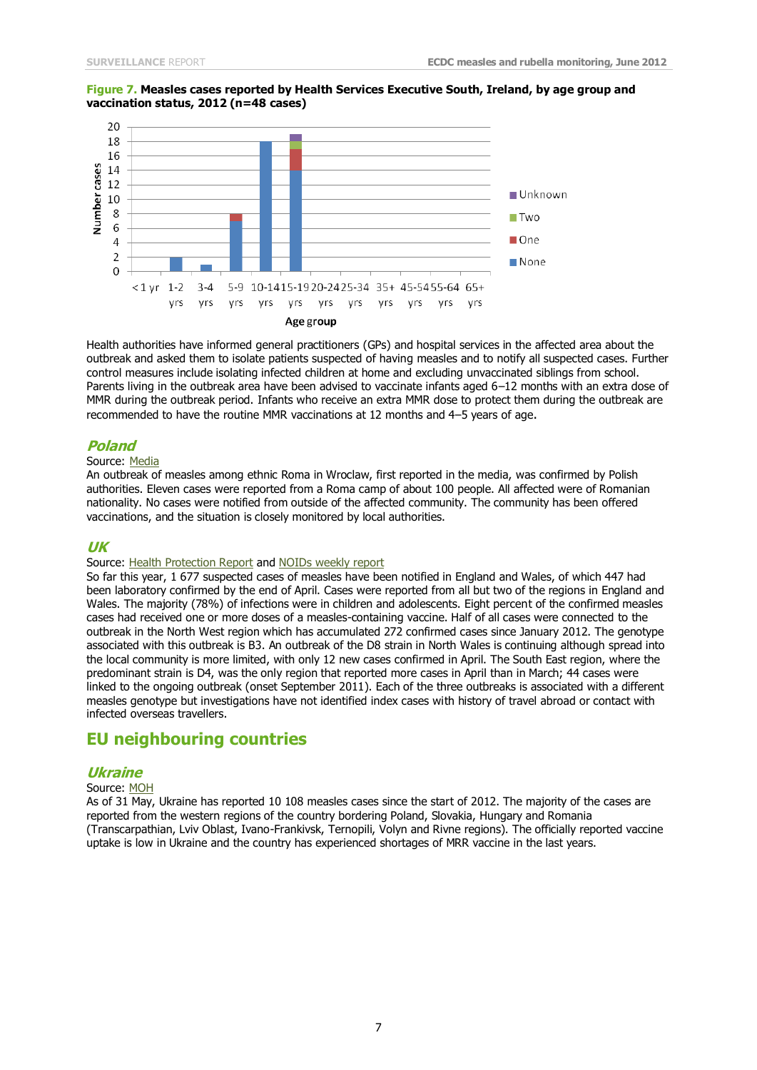**Figure 7. Measles cases reported by Health Services Executive South, Ireland, by age group and vaccination status, 2012 (n=48 cases)**

Health authorities have informed general practitioners (GPs) and hospital services in the affected area about the outbreak and asked them to isolate patients suspected of having measles and to notify all suspected cases. Further control measures include isolating infected children at home and excluding unvaccinated siblings from school. Parents living in the outbreak area have been advised to vaccinate infants aged 6–12 months with an extra dose of MMR during the outbreak period. Infants who receive an extra MMR dose to protect them during the outbreak are recommended to have the routine MMR vaccinations at 12 months and 4–5 years of age.

### Poland

Source: Media

An outbreak of measles among ethnic Roma in Wroclaw, first reported in the media, was confirmed by Polish authorities. Eleven cases were reported from a Roma camp of about 100 people. All affected were of Romanian nationality. No cases were notified from outside of the affected community. The community has been offered vaccinations, and the situation is closely monitored by local authorities.

### UK

Source: Health Protection Report and NOIDs weekly report

So far this year, 1 677 suspected cases of measles have been notified in England and Wales, of which 447 had been laboratory confirmed by the end of April. Cases were reported from all but two of the regions in England and Wales. The majority (78%) of infections were in children and adolescents. Eight percent of the confirmed measles cases had received one or more doses of a measles-containing vaccine. Half of all cases were connected to the outbreak in the North West region which has accumulated 272 confirmed cases since January 2012. The genotype associated with this outbreak is B3. An outbreak of the D8 strain in North Wales is continuing although spread into the local community is more limited, with only 12 new cases confirmed in April. The South East region, where the predominant strain is D4, was the only region that reported more cases in April than in March; 44 cases were linked to the ongoing outbreak (onset September 2011). Each of the three outbreaks is associated with a different measles genotype but investigations have not identified index cases with history of travel abroad or contact with infected overseas travellers.

## EU neighbouring countries

### Ukraine

Source: MOH

As of 31 May, Ukraine has reported 10 108 measles cases since the start of 2012. The majority of the cases are reported from the western regions of the country bordering Poland, Slovakia, Hungary and Romania (Transcarpathian, Lviv Oblast, Ivano-Frankivsk, Ternopili, Volyn and Rivne regions). The officially reported vaccine uptake is low in Ukraine and the country has experienced shortages of MRR vaccine in the last years.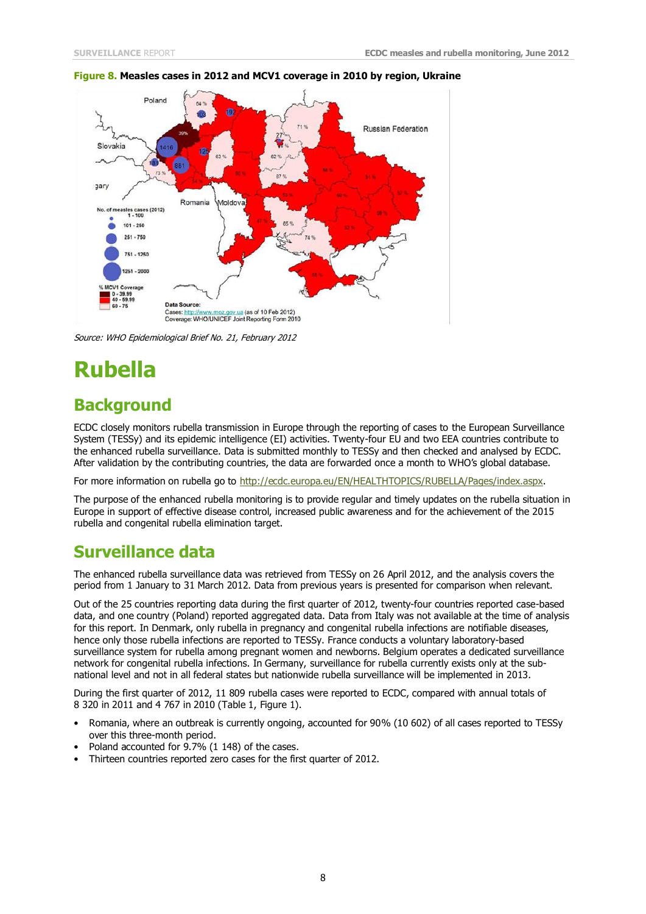**Figure 8. Measles cases in 2012 and MCV1 coverage in 2010 by region, Ukraine**

*Source: WHO Epidemiological Brief No. 21, February 2012*

# Rubella

## Background

ECDC closely monitors rubella transmission in Europe through the reporting of cases to the European Surveillance System (TESSy) and its epidemic intelligence (EI) activities. Twenty-four EU and two EEA countries contribute to the enhanced rubella surveillance. Data is submitted monthly to TESSy and then checked and analysed by ECDC. After validation by the contributing countries, the data are forwarded once a month to WHO's global database.

For more information on rubella go to http://ecdc.europa.eu/EN/HEALTHTOPICS/RUBELLA/Pages/index.aspx.

The purpose of the enhanced rubella monitoring is to provide regular and timely updates on the rubella situation in Europe in support of effective disease control, increased public awareness and for the achievement of the 2015 rubella and congenital rubella elimination target.

## Surveillance data

The enhanced rubella surveillance data was retrieved from TESSy on 26 April 2012, and the analysis covers the period from 1 January to 31 March 2012. Data from previous years is presented for comparison when relevant.

Out of the 25 countries reporting data during the first quarter of 2012, twenty-four countries reported case-based data, and one country (Poland) reported aggregated data. Data from Italy was not available at the time of analysis for this report. In Denmark, only rubella in pregnancy and congenital rubella infections are notifiable diseases, hence only those rubella infections are reported to TESSy. France conducts a voluntary laboratory-based surveillance system for rubella among pregnant women and newborns. Belgium operates a dedicated surveillance network for congenital rubella infections. In Germany, surveillance for rubella currently exists only at the sub-national level and not in all federal states but nationwide rubella surveillance will be implemented in 2013.

During the first quarter of 2012, 11 809 rubella cases were reported to ECDC, compared with annual totals of 8 320 in 2011 and 4 767 in 2010 (Table 1, Figure 1).

- Romania, where an outbreak is currently ongoing, accounted for 90% (10 602) of all cases reported to TESSy over this three-month period.
- Poland accounted for 9.7% (1 148) of the cases.
- Thirteen countries reported zero cases for the first quarter of 2012.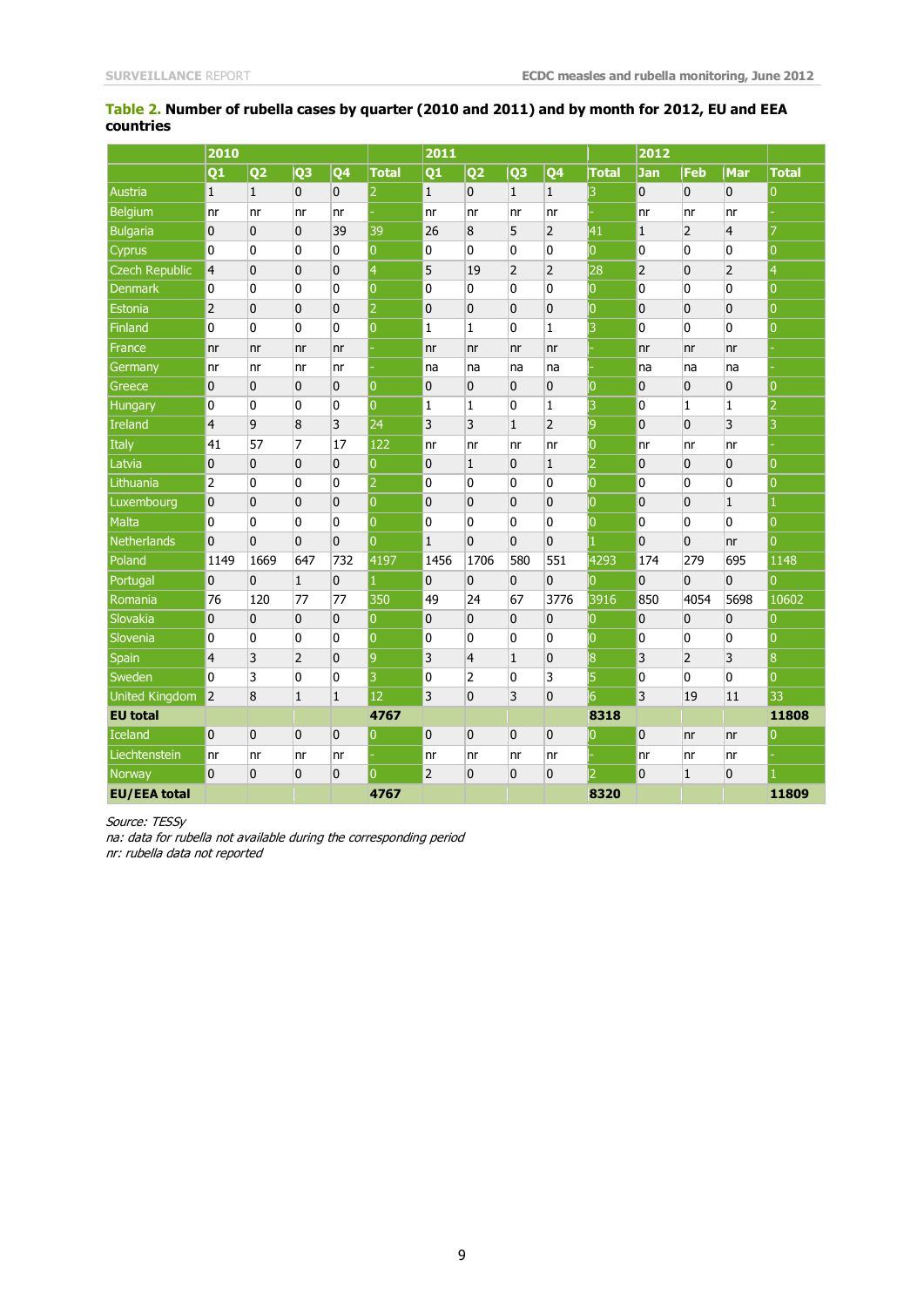**Table 2. Number of rubella cases by quarter (2010 and 2011) and by month for 2012, EU and EEA countries**

| | 2010 | | | | | 2011 | | | | | 2012 | | | |
|---|---|---|---|---|---|---|---|---|---|---|---|---|---|---|
| | Q1 | Q2 | Q3 | Q4 | Total | Q1 | Q2 | Q3 | Q4 | Total | Jan | Feb | Mar | Total |
| Austria | 1 | 1 | 0 | 0 | 2 | 1 | 0 | 1 | 1 | 3 | 0 | 0 | 0 | 0 |
| Belgium | nr | nr | nr | nr | - | nr | nr | nr | nr | - | nr | nr | nr | - |
| Bulgaria | 0 | 0 | 0 | 39 | 39 | 26 | 8 | 5 | 2 | 41 | 1 | 2 | 4 | 7 |
| Cyprus | 0 | 0 | 0 | 0 | 0 | 0 | 0 | 0 | 0 | 0 | 0 | 0 | 0 | 0 |
| Czech Republic | 4 | 0 | 0 | 0 | 4 | 5 | 19 | 2 | 2 | 28 | 2 | 0 | 2 | 4 |
| Denmark | 0 | 0 | 0 | 0 | 0 | 0 | 0 | 0 | 0 | 0 | 0 | 0 | 0 | 0 |
| Estonia | 2 | 0 | 0 | 0 | 2 | 0 | 0 | 0 | 0 | 0 | 0 | 0 | 0 | 0 |
| Finland | 0 | 0 | 0 | 0 | 0 | 1 | 1 | 0 | 1 | 3 | 0 | 0 | 0 | 0 |
| France | nr | nr | nr | nr | - | nr | nr | nr | nr | - | nr | nr | nr | - |
| Germany | nr | nr | nr | nr | - | na | na | na | na | - | na | na | na | - |
| Greece | 0 | 0 | 0 | 0 | 0 | 0 | 0 | 0 | 0 | 0 | 0 | 0 | 0 | 0 |
| Hungary | 0 | 0 | 0 | 0 | 0 | 1 | 1 | 0 | 1 | 3 | 0 | 1 | 1 | 2 |
| Ireland | 4 | 9 | 8 | 3 | 24 | 3 | 3 | 1 | 2 | 9 | 0 | 0 | 3 | 3 |
| Italy | 41 | 57 | 7 | 17 | 122 | nr | nr | nr | nr | 0 | nr | nr | nr | - |
| Latvia | 0 | 0 | 0 | 0 | 0 | 0 | 1 | 0 | 1 | 2 | 0 | 0 | 0 | 0 |
| Lithuania | 2 | 0 | 0 | 0 | 2 | 0 | 0 | 0 | 0 | 0 | 0 | 0 | 0 | 0 |
| Luxembourg | 0 | 0 | 0 | 0 | 0 | 0 | 0 | 0 | 0 | 0 | 0 | 0 | 1 | 1 |
| Malta | 0 | 0 | 0 | 0 | 0 | 0 | 0 | 0 | 0 | 0 | 0 | 0 | 0 | 0 |
| Netherlands | 0 | 0 | 0 | 0 | 0 | 1 | 0 | 0 | 0 | 1 | 0 | 0 | nr | 0 |
| Poland | 1149 | 1669 | 647 | 732 | 4197 | 1456 | 1706 | 580 | 551 | 4293 | 174 | 279 | 695 | 1148 |
| Portugal | 0 | 0 | 1 | 0 | 1 | 0 | 0 | 0 | 0 | 0 | 0 | 0 | 0 | 0 |
| Romania | 76 | 120 | 77 | 77 | 350 | 49 | 24 | 67 | 3776 | 3916 | 850 | 4054 | 5698 | 10602 |
| Slovakia | 0 | 0 | 0 | 0 | 0 | 0 | 0 | 0 | 0 | 0 | 0 | 0 | 0 | 0 |
| Slovenia | 0 | 0 | 0 | 0 | 0 | 0 | 0 | 0 | 0 | 0 | 0 | 0 | 0 | 0 |
| Spain | 4 | 3 | 2 | 0 | 9 | 3 | 4 | 1 | 0 | 8 | 3 | 2 | 3 | 8 |
| Sweden | 0 | 3 | 0 | 0 | 3 | 0 | 2 | 0 | 3 | 5 | 0 | 0 | 0 | 0 |
| United Kingdom | 2 | 8 | 1 | 1 | 12 | 3 | 0 | 3 | 0 | 6 | 3 | 19 | 11 | 33 |
| **EU total** | | | | | **4767** | | | | | **8318** | | | | **11808** |
| Iceland | 0 | 0 | 0 | 0 | 0 | 0 | 0 | 0 | 0 | 0 | 0 | nr | nr | 0 |
| Liechtenstein | nr | nr | nr | nr | - | nr | nr | nr | nr | - | nr | nr | nr | - |
| Norway | 0 | 0 | 0 | 0 | 0 | 2 | 0 | 0 | 0 | 2 | 0 | 1 | 0 | 1 |
| **EU/EEA total** | | | | | **4767** | | | | | **8320** | | | | **11809** |

*Source: TESSy*
*na: data for rubella not available during the corresponding period*
*nr: rubella data not reported*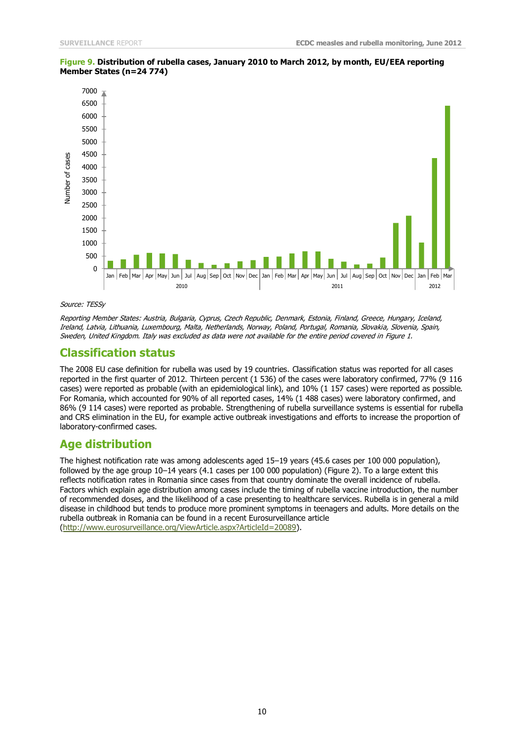**Figure 9. Distribution of rubella cases, January 2010 to March 2012, by month, EU/EEA reporting Member States (n=24 774)**

*Source: TESSy*

*Reporting Member States: Austria, Bulgaria, Cyprus, Czech Republic, Denmark, Estonia, Finland, Greece, Hungary, Iceland, Ireland, Latvia, Lithuania, Luxembourg, Malta, Netherlands, Norway, Poland, Portugal, Romania, Slovakia, Slovenia, Spain, Sweden, United Kingdom. Italy was excluded as data were not available for the entire period covered in Figure 1.*

## Classification status

The 2008 EU case definition for rubella was used by 19 countries. Classification status was reported for all cases reported in the first quarter of 2012. Thirteen percent (1 536) of the cases were laboratory confirmed, 77% (9 116 cases) were reported as probable (with an epidemiological link), and 10% (1 157 cases) were reported as possible. For Romania, which accounted for 90% of all reported cases, 14% (1 488 cases) were laboratory confirmed, and 86% (9 114 cases) were reported as probable. Strengthening of rubella surveillance systems is essential for rubella and CRS elimination in the EU, for example active outbreak investigations and efforts to increase the proportion of laboratory-confirmed cases.

## Age distribution

The highest notification rate was among adolescents aged 15–19 years (45.6 cases per 100 000 population), followed by the age group 10–14 years (4.1 cases per 100 000 population) (Figure 2). To a large extent this reflects notification rates in Romania since cases from that country dominate the overall incidence of rubella. Factors which explain age distribution among cases include the timing of rubella vaccine introduction, the number of recommended doses, and the likelihood of a case presenting to healthcare services. Rubella is in general a mild disease in childhood but tends to produce more prominent symptoms in teenagers and adults. More details on the rubella outbreak in Romania can be found in a recent Eurosurveillance article (http://www.eurosurveillance.org/ViewArticle.aspx?ArticleId=20089).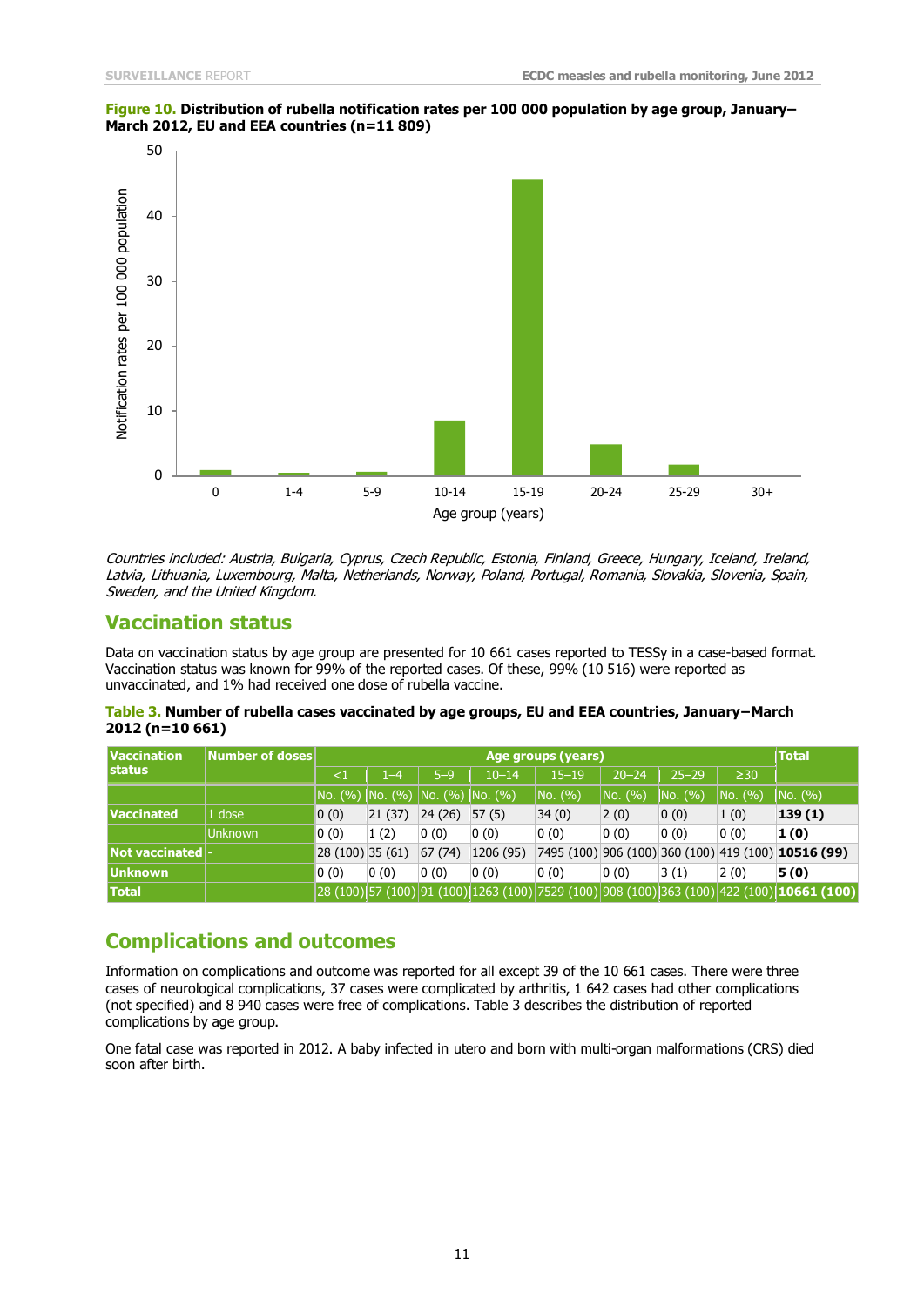**Figure 10. Distribution of rubella notification rates per 100 000 population by age group, January–March 2012, EU and EEA countries (n=11 809)**

*Countries included: Austria, Bulgaria, Cyprus, Czech Republic, Estonia, Finland, Greece, Hungary, Iceland, Ireland, Latvia, Lithuania, Luxembourg, Malta, Netherlands, Norway, Poland, Portugal, Romania, Slovakia, Slovenia, Spain, Sweden, and the United Kingdom.*

## Vaccination status

Data on vaccination status by age group are presented for 10 661 cases reported to TESSy in a case-based format. Vaccination status was known for 99% of the reported cases. Of these, 99% (10 516) were reported as unvaccinated, and 1% had received one dose of rubella vaccine.

**Table 3. Number of rubella cases vaccinated by age groups, EU and EEA countries, January–March 2012 (n=10 661)**

| Vaccination status | Number of doses | Age groups (years) | | | | | | | | Total |
|---|---|---|---|---|---|---|---|---|---|---|
| | | <1 | 1–4 | 5–9 | 10–14 | 15–19 | 20–24 | 25–29 | ≥30 | |
| | | No. (%) | No. (%) | No. (%) | No. (%) | No. (%) | No. (%) | No. (%) | No. (%) | No. (%) |
| **Vaccinated** | 1 dose | 0 (0) | 21 (37) | 24 (26) | 57 (5) | 34 (0) | 2 (0) | 0 (0) | 1 (0) | **139 (1)** |
| | Unknown | 0 (0) | 1 (2) | 0 (0) | 0 (0) | 0 (0) | 0 (0) | 0 (0) | 0 (0) | **1 (0)** |
| **Not vaccinated** | - | 28 (100) | 35 (61) | 67 (74) | 1206 (95) | 7495 (100) | 906 (100) | 360 (100) | 419 (100) | **10516 (99)** |
| **Unknown** | | 0 (0) | 0 (0) | 0 (0) | 0 (0) | 0 (0) | 0 (0) | 3 (1) | 2 (0) | **5 (0)** |
| **Total** | | 28 (100) | 57 (100) | 91 (100) | 1263 (100) | 7529 (100) | 908 (100) | 363 (100) | 422 (100) | **10661 (100)** |

## Complications and outcomes

Information on complications and outcome was reported for all except 39 of the 10 661 cases. There were three cases of neurological complications, 37 cases were complicated by arthritis, 1 642 cases had other complications (not specified) and 8 940 cases were free of complications. Table 3 describes the distribution of reported complications by age group.

One fatal case was reported in 2012. A baby infected in utero and born with multi-organ malformations (CRS) died soon after birth.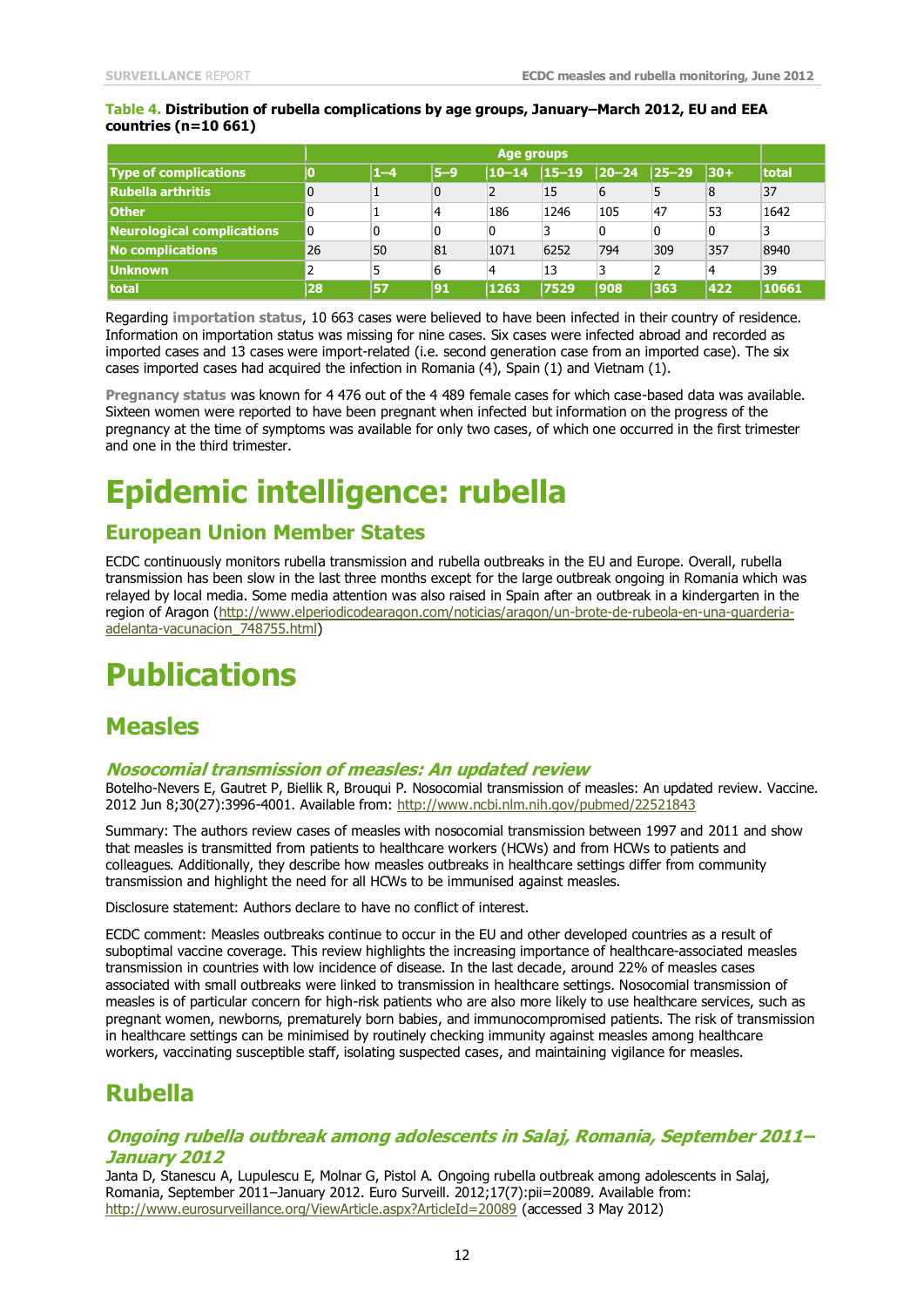**Table 4. Distribution of rubella complications by age groups, January–March 2012, EU and EEA countries (n=10 661)**

| | Age groups | | | | | | | | |
|---|---|---|---|---|---|---|---|---|---|
| **Type of complications** | **0** | **1–4** | **5–9** | **10–14** | **15–19** | **20–24** | **25–29** | **30+** | **total** |
| **Rubella arthritis** | 0 | 1 | 0 | 2 | 15 | 6 | 5 | 8 | 37 |
| **Other** | 0 | 1 | 4 | 186 | 1246 | 105 | 47 | 53 | 1642 |
| **Neurological complications** | 0 | 0 | 0 | 0 | 3 | 0 | 0 | 0 | 3 |
| **No complications** | 26 | 50 | 81 | 1071 | 6252 | 794 | 309 | 357 | 8940 |
| **Unknown** | 2 | 5 | 6 | 4 | 13 | 3 | 2 | 4 | 39 |
| **total** | **28** | **57** | **91** | **1263** | **7529** | **908** | **363** | **422** | **10661** |

Regarding **importation status**, 10 663 cases were believed to have been infected in their country of residence. Information on importation status was missing for nine cases. Six cases were infected abroad and recorded as imported cases and 13 cases were import-related (i.e. second generation case from an imported case). The six cases imported cases had acquired the infection in Romania (4), Spain (1) and Vietnam (1).

**Pregnancy status** was known for 4 476 out of the 4 489 female cases for which case-based data was available. Sixteen women were reported to have been pregnant when infected but information on the progress of the pregnancy at the time of symptoms was available for only two cases, of which one occurred in the first trimester and one in the third trimester.

# Epidemic intelligence: rubella

## European Union Member States

ECDC continuously monitors rubella transmission and rubella outbreaks in the EU and Europe. Overall, rubella transmission has been slow in the last three months except for the large outbreak ongoing in Romania which was relayed by local media. Some media attention was also raised in Spain after an outbreak in a kindergarten in the region of Aragon (http://www.elperiodicodearagon.com/noticias/aragon/un-brote-de-rubeola-en-una-guarderia-adelanta-vacunacion_748755.html)

# Publications

## Measles

### *Nosocomial transmission of measles: An updated review*

Botelho-Nevers E, Gautret P, Biellik R, Brouqui P. Nosocomial transmission of measles: An updated review. Vaccine. 2012 Jun 8;30(27):3996-4001. Available from: http://www.ncbi.nlm.nih.gov/pubmed/22521843

Summary: The authors review cases of measles with nosocomial transmission between 1997 and 2011 and show that measles is transmitted from patients to healthcare workers (HCWs) and from HCWs to patients and colleagues. Additionally, they describe how measles outbreaks in healthcare settings differ from community transmission and highlight the need for all HCWs to be immunised against measles.

Disclosure statement: Authors declare to have no conflict of interest.

ECDC comment: Measles outbreaks continue to occur in the EU and other developed countries as a result of suboptimal vaccine coverage. This review highlights the increasing importance of healthcare-associated measles transmission in countries with low incidence of disease. In the last decade, around 22% of measles cases associated with small outbreaks were linked to transmission in healthcare settings. Nosocomial transmission of measles is of particular concern for high-risk patients who are also more likely to use healthcare services, such as pregnant women, newborns, prematurely born babies, and immunocompromised patients. The risk of transmission in healthcare settings can be minimised by routinely checking immunity against measles among healthcare workers, vaccinating susceptible staff, isolating suspected cases, and maintaining vigilance for measles.

## Rubella

### *Ongoing rubella outbreak among adolescents in Salaj, Romania, September 2011–January 2012*

Janta D, Stanescu A, Lupulescu E, Molnar G, Pistol A. Ongoing rubella outbreak among adolescents in Salaj, Romania, September 2011–January 2012. Euro Surveill. 2012;17(7):pii=20089. Available from: http://www.eurosurveillance.org/ViewArticle.aspx?ArticleId=20089 (accessed 3 May 2012)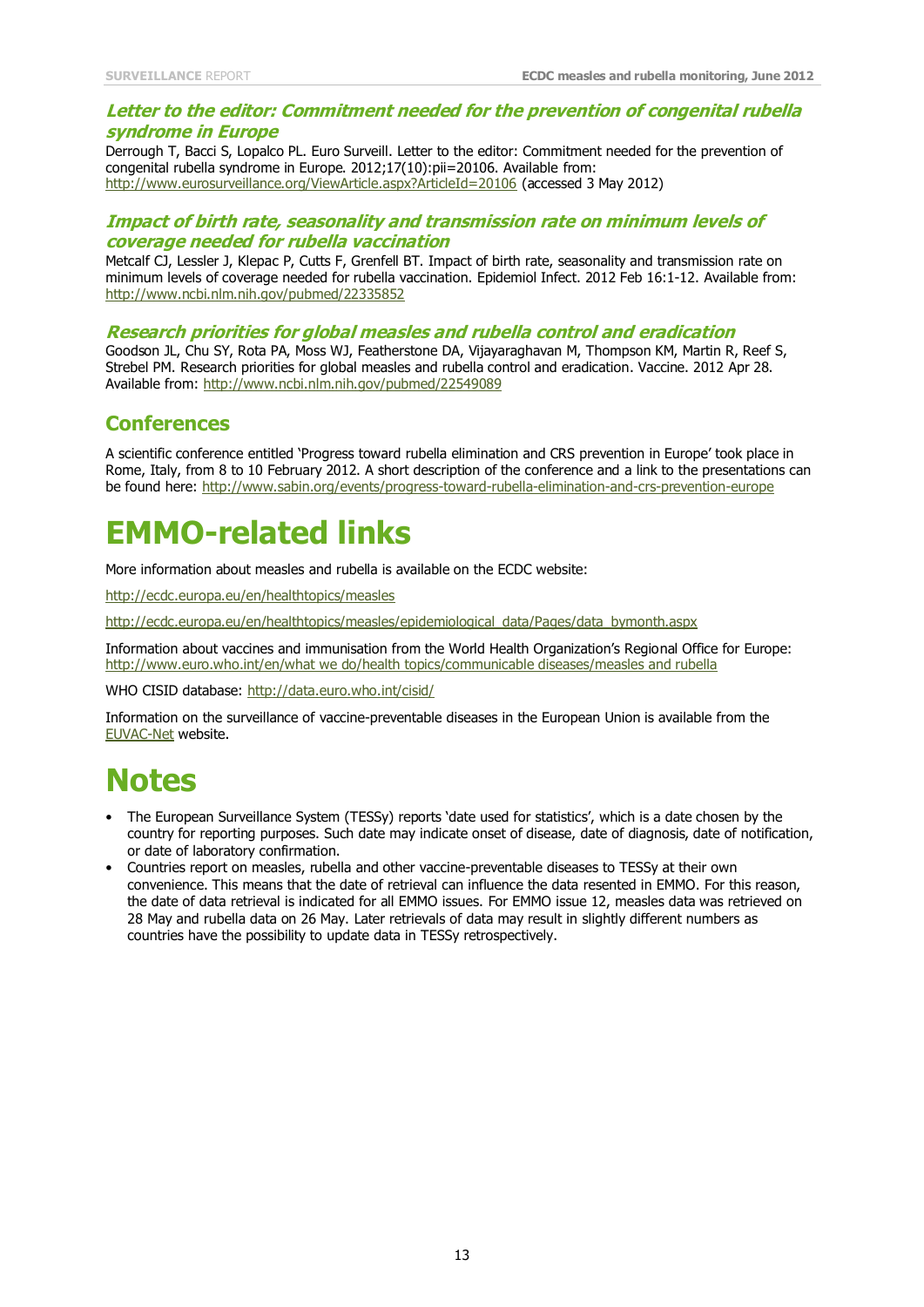### *Letter to the editor: Commitment needed for the prevention of congenital rubella syndrome in Europe*

Derrough T, Bacci S, Lopalco PL. Euro Surveill. Letter to the editor: Commitment needed for the prevention of congenital rubella syndrome in Europe. 2012;17(10):pii=20106. Available from: http://www.eurosurveillance.org/ViewArticle.aspx?ArticleId=20106 (accessed 3 May 2012)

### *Impact of birth rate, seasonality and transmission rate on minimum levels of coverage needed for rubella vaccination*

Metcalf CJ, Lessler J, Klepac P, Cutts F, Grenfell BT. Impact of birth rate, seasonality and transmission rate on minimum levels of coverage needed for rubella vaccination. Epidemiol Infect. 2012 Feb 16:1-12. Available from: http://www.ncbi.nlm.nih.gov/pubmed/22335852

### *Research priorities for global measles and rubella control and eradication*

Goodson JL, Chu SY, Rota PA, Moss WJ, Featherstone DA, Vijayaraghavan M, Thompson KM, Martin R, Reef S, Strebel PM. Research priorities for global measles and rubella control and eradication. Vaccine. 2012 Apr 28. Available from: http://www.ncbi.nlm.nih.gov/pubmed/22549089

## Conferences

A scientific conference entitled 'Progress toward rubella elimination and CRS prevention in Europe' took place in Rome, Italy, from 8 to 10 February 2012. A short description of the conference and a link to the presentations can be found here: http://www.sabin.org/events/progress-toward-rubella-elimination-and-crs-prevention-europe

# EMMO-related links

More information about measles and rubella is available on the ECDC website:

http://ecdc.europa.eu/en/healthtopics/measles

http://ecdc.europa.eu/en/healthtopics/measles/epidemiological_data/Pages/data_bymonth.aspx

Information about vaccines and immunisation from the World Health Organization's Regional Office for Europe: http://www.euro.who.int/en/what we do/health topics/communicable diseases/measles and rubella

WHO CISID database: http://data.euro.who.int/cisid/

Information on the surveillance of vaccine-preventable diseases in the European Union is available from the EUVAC-Net website.

# Notes

- The European Surveillance System (TESSy) reports 'date used for statistics', which is a date chosen by the country for reporting purposes. Such date may indicate onset of disease, date of diagnosis, date of notification, or date of laboratory confirmation.
- Countries report on measles, rubella and other vaccine-preventable diseases to TESSy at their own convenience. This means that the date of retrieval can influence the data resented in EMMO. For this reason, the date of data retrieval is indicated for all EMMO issues. For EMMO issue 12, measles data was retrieved on 28 May and rubella data on 26 May. Later retrievals of data may result in slightly different numbers as countries have the possibility to update data in TESSy retrospectively.